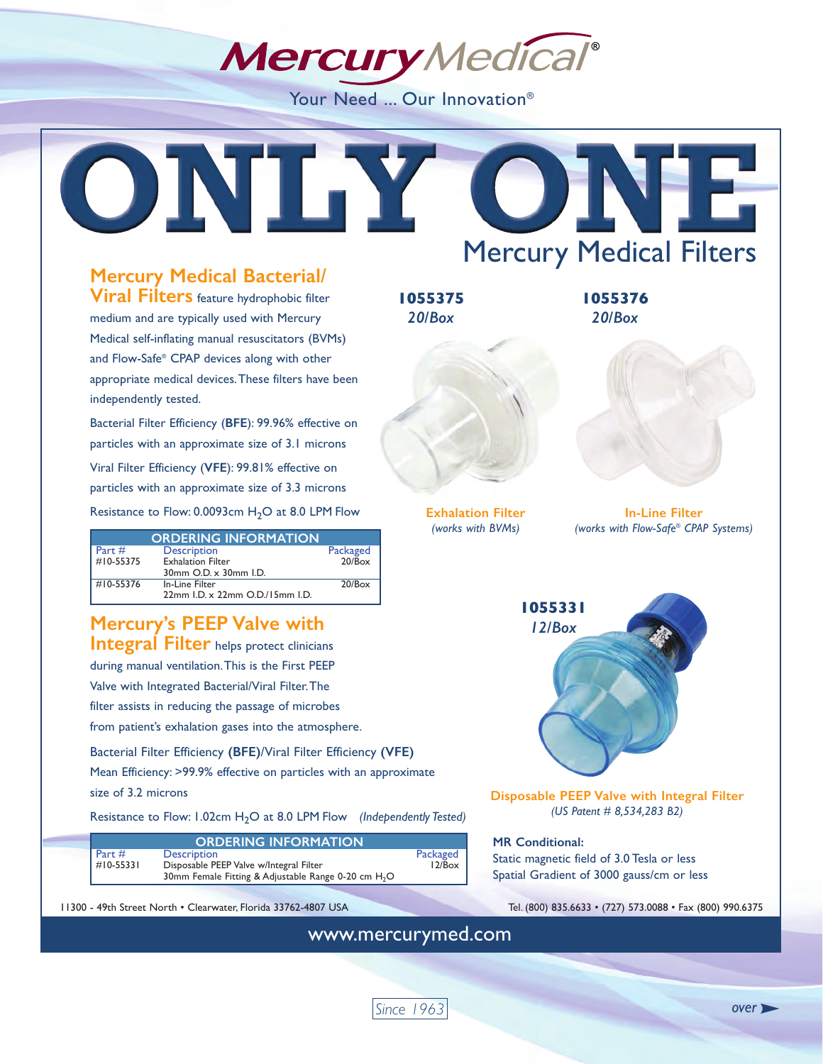# Mercury Medical®

Your Need ... Our Innovation®

# ONLY ONE

## Mercury Medical Filters

### Mercury Medical Bacterial/ Viral Filters

**Mercury Medical Bacterial/Viral Filters** feature hydrophobic filter medium and are typically used with Mercury Medical self-inflating manual resuscitators (BVMs) and Flow-Safe® CPAP devices along with other appropriate medical devices. These filters have been independently tested.

Bacterial Filter Efficiency (**BFE**): 99.96% effective on particles with an approximate size of 3.1 microns

Viral Filter Efficiency (**VFE**): 99.81% effective on particles with an approximate size of 3.3 microns

Resistance to Flow: 0.0093cm $H_2O$ at 8.0 LPM Flow

| ORDERING INFORMATION | | |
|---|---|---|
| Part # | Description | Packaged |
| #10-55375 | Exhalation Filter<br>30mm O.D. x 30mm I.D. | 20/Box |
| #10-55376 | In-Line Filter<br>22mm I.D. x 22mm O.D./15mm I.D. | 20/Box |

**1055375**
*20/Box*

**Exhalation Filter**
*(works with BVMs)*

**1055376**
*20/Box*

**In-Line Filter**
*(works with Flow-Safe® CPAP Systems)*

### Mercury's PEEP Valve with Integral Filter

**Mercury's PEEP Valve with Integral Filter** helps protect clinicians during manual ventilation. This is the First PEEP Valve with Integrated Bacterial/Viral Filter. The filter assists in reducing the passage of microbes from patient's exhalation gases into the atmosphere.

Bacterial Filter Efficiency **(BFE)**/Viral Filter Efficiency **(VFE)**
Mean Efficiency: >99.9% effective on particles with an approximate size of 3.2 microns

Resistance to Flow: 1.02cm $H_2O$ at 8.0 LPM Flow *(Independently Tested)*

| ORDERING INFORMATION | | |
|---|---|---|
| Part # | Description | Packaged |
| #10-55331 | Disposable PEEP Valve w/Integral Filter<br>30mm Female Fitting & Adjustable Range 0-20 cm $H_2O$ | 12/Box |

**1055331**
*12/Box*

**Disposable PEEP Valve with Integral Filter**
*(US Patent # 8,534,283 B2)*

**MR Conditional:**
Static magnetic field of 3.0 Tesla or less
Spatial Gradient of 3000 gauss/cm or less

11300 - 49th Street North • Clearwater, Florida 33762-4807 USA

Tel. (800) 835.6633 • (727) 573.0088 • Fax (800) 990.6375

www.mercurymed.com

Since 1963

over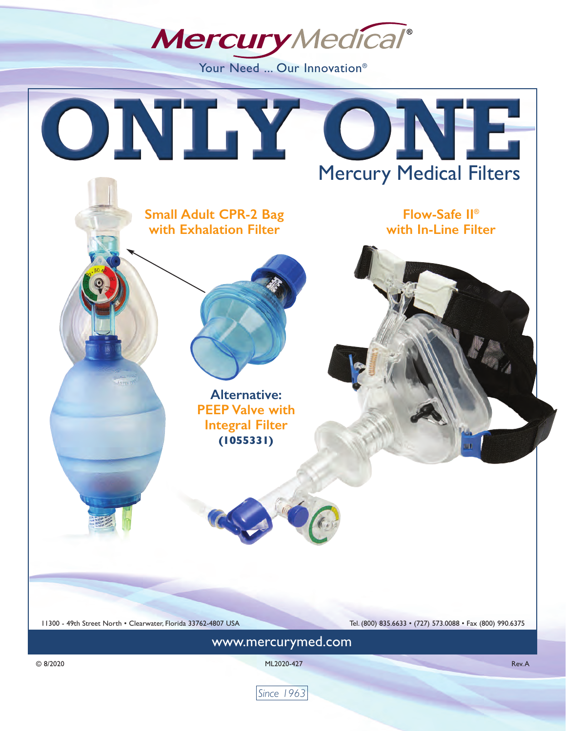# Mercury Medical®

Your Need ... Our Innovation®

# ONLY ONE

## Mercury Medical Filters

**Small Adult CPR-2 Bag with Exhalation Filter**

**Flow-Safe II® with In-Line Filter**

**Alternative: PEEP Valve with Integral Filter (1055331)**

11300 - 49th Street North • Clearwater, Florida 33762-4807 USA

Tel. (800) 835.6633 • (727) 573.0088 • Fax (800) 990.6375

www.mercurymed.com

© 8/2020 ML2020-427 Rev. A

*Since 1963*